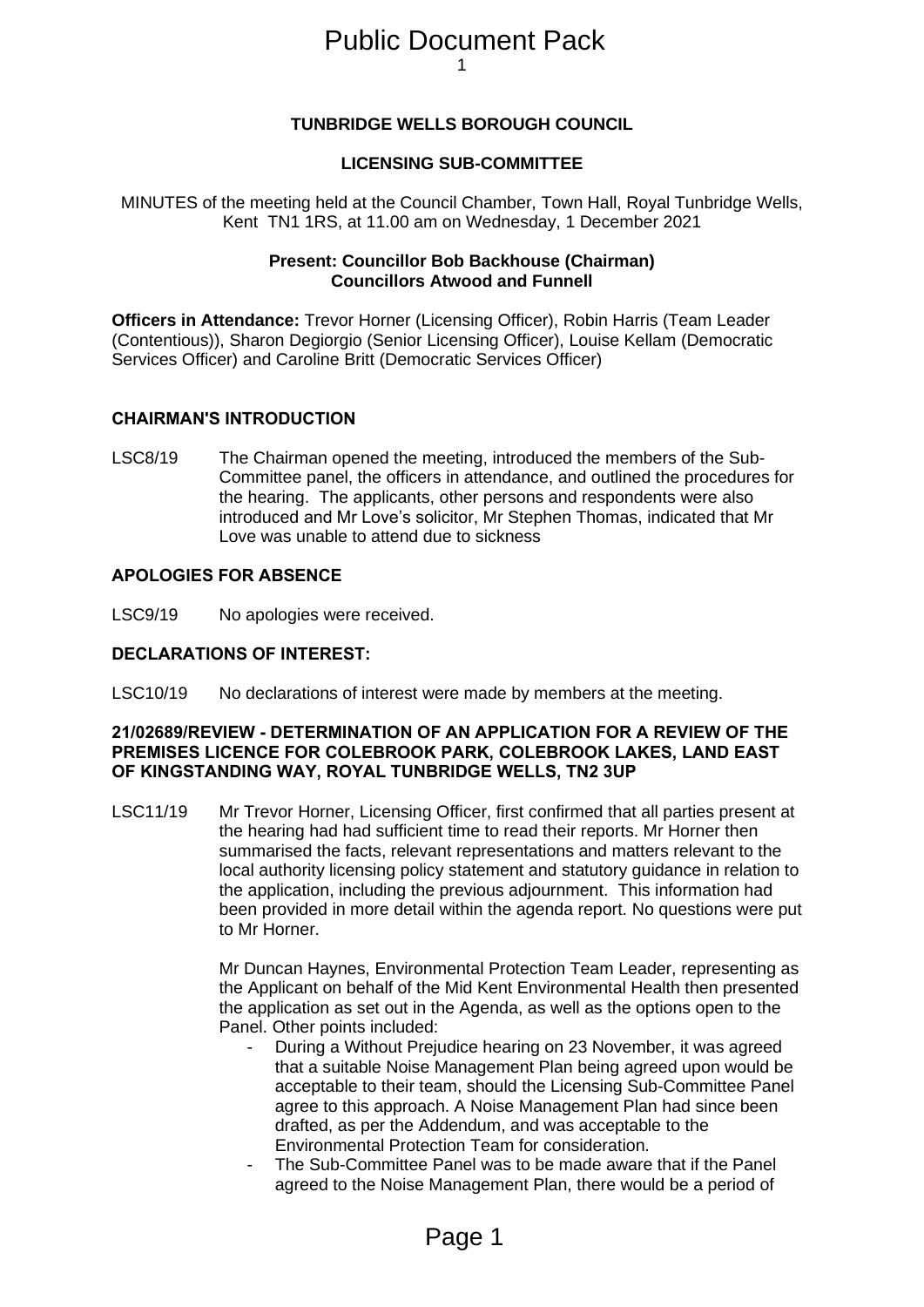# Public Document Pack

**TUNBRIDGE WELLS BOROUGH COUNCIL**

**LICENSING SUB-COMMITTEE**

MINUTES of the meeting held at the Council Chamber, Town Hall, Royal Tunbridge Wells, Kent TN1 1RS, at 11.00 am on Wednesday, 1 December 2021

**Present: Councillor Bob Backhouse (Chairman)**
**Councillors Atwood and Funnell**

**Officers in Attendance:** Trevor Horner (Licensing Officer), Robin Harris (Team Leader (Contentious)), Sharon Degiorgio (Senior Licensing Officer), Louise Kellam (Democratic Services Officer) and Caroline Britt (Democratic Services Officer)

## CHAIRMAN'S INTRODUCTION

LSC8/19 The Chairman opened the meeting, introduced the members of the Sub-Committee panel, the officers in attendance, and outlined the procedures for the hearing. The applicants, other persons and respondents were also introduced and Mr Love's solicitor, Mr Stephen Thomas, indicated that Mr Love was unable to attend due to sickness

## APOLOGIES FOR ABSENCE

LSC9/19 No apologies were received.

## DECLARATIONS OF INTEREST:

LSC10/19 No declarations of interest were made by members at the meeting.

## 21/02689/REVIEW - DETERMINATION OF AN APPLICATION FOR A REVIEW OF THE PREMISES LICENCE FOR COLEBROOK PARK, COLEBROOK LAKES, LAND EAST OF KINGSTANDING WAY, ROYAL TUNBRIDGE WELLS, TN2 3UP

LSC11/19 Mr Trevor Horner, Licensing Officer, first confirmed that all parties present at the hearing had had sufficient time to read their reports. Mr Horner then summarised the facts, relevant representations and matters relevant to the local authority licensing policy statement and statutory guidance in relation to the application, including the previous adjournment. This information had been provided in more detail within the agenda report. No questions were put to Mr Horner.

Mr Duncan Haynes, Environmental Protection Team Leader, representing as the Applicant on behalf of the Mid Kent Environmental Health then presented the application as set out in the Agenda, as well as the options open to the Panel. Other points included:

- During a Without Prejudice hearing on 23 November, it was agreed that a suitable Noise Management Plan being agreed upon would be acceptable to their team, should the Licensing Sub-Committee Panel agree to this approach. A Noise Management Plan had since been drafted, as per the Addendum, and was acceptable to the Environmental Protection Team for consideration.
- The Sub-Committee Panel was to be made aware that if the Panel agreed to the Noise Management Plan, there would be a period of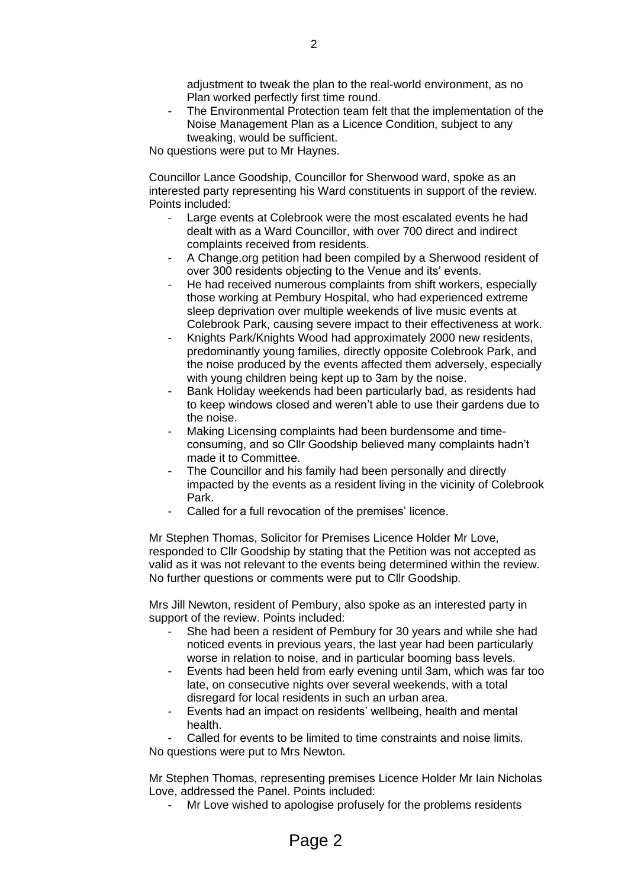adjustment to tweak the plan to the real-world environment, as no Plan worked perfectly first time round.

- The Environmental Protection team felt that the implementation of the Noise Management Plan as a Licence Condition, subject to any tweaking, would be sufficient.

No questions were put to Mr Haynes.

Councillor Lance Goodship, Councillor for Sherwood ward, spoke as an interested party representing his Ward constituents in support of the review. Points included:

- Large events at Colebrook were the most escalated events he had dealt with as a Ward Councillor, with over 700 direct and indirect complaints received from residents.
- A Change.org petition had been compiled by a Sherwood resident of over 300 residents objecting to the Venue and its' events.
- He had received numerous complaints from shift workers, especially those working at Pembury Hospital, who had experienced extreme sleep deprivation over multiple weekends of live music events at Colebrook Park, causing severe impact to their effectiveness at work.
- Knights Park/Knights Wood had approximately 2000 new residents, predominantly young families, directly opposite Colebrook Park, and the noise produced by the events affected them adversely, especially with young children being kept up to 3am by the noise.
- Bank Holiday weekends had been particularly bad, as residents had to keep windows closed and weren't able to use their gardens due to the noise.
- Making Licensing complaints had been burdensome and time-consuming, and so Cllr Goodship believed many complaints hadn't made it to Committee.
- The Councillor and his family had been personally and directly impacted by the events as a resident living in the vicinity of Colebrook Park.
- Called for a full revocation of the premises' licence.

Mr Stephen Thomas, Solicitor for Premises Licence Holder Mr Love, responded to Cllr Goodship by stating that the Petition was not accepted as valid as it was not relevant to the events being determined within the review. No further questions or comments were put to Cllr Goodship.

Mrs Jill Newton, resident of Pembury, also spoke as an interested party in support of the review. Points included:

- She had been a resident of Pembury for 30 years and while she had noticed events in previous years, the last year had been particularly worse in relation to noise, and in particular booming bass levels.
- Events had been held from early evening until 3am, which was far too late, on consecutive nights over several weekends, with a total disregard for local residents in such an urban area.
- Events had an impact on residents' wellbeing, health and mental health.
- Called for events to be limited to time constraints and noise limits.

No questions were put to Mrs Newton.

Mr Stephen Thomas, representing premises Licence Holder Mr Iain Nicholas Love, addressed the Panel. Points included:

- Mr Love wished to apologise profusely for the problems residents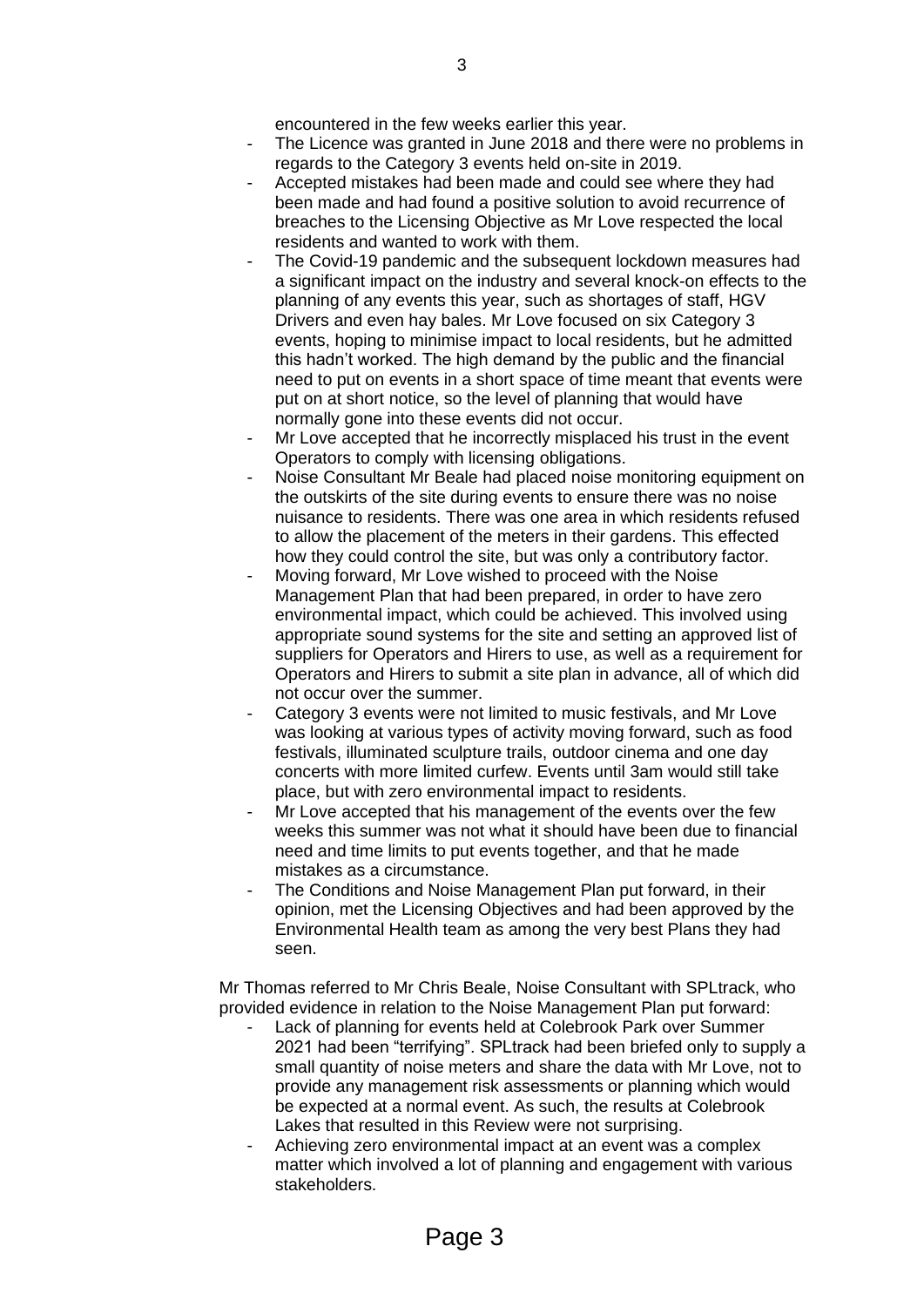encountered in the few weeks earlier this year.

- The Licence was granted in June 2018 and there were no problems in regards to the Category 3 events held on-site in 2019.
- Accepted mistakes had been made and could see where they had been made and had found a positive solution to avoid recurrence of breaches to the Licensing Objective as Mr Love respected the local residents and wanted to work with them.
- The Covid-19 pandemic and the subsequent lockdown measures had a significant impact on the industry and several knock-on effects to the planning of any events this year, such as shortages of staff, HGV Drivers and even hay bales. Mr Love focused on six Category 3 events, hoping to minimise impact to local residents, but he admitted this hadn't worked. The high demand by the public and the financial need to put on events in a short space of time meant that events were put on at short notice, so the level of planning that would have normally gone into these events did not occur.
- Mr Love accepted that he incorrectly misplaced his trust in the event Operators to comply with licensing obligations.
- Noise Consultant Mr Beale had placed noise monitoring equipment on the outskirts of the site during events to ensure there was no noise nuisance to residents. There was one area in which residents refused to allow the placement of the meters in their gardens. This effected how they could control the site, but was only a contributory factor.
- Moving forward, Mr Love wished to proceed with the Noise Management Plan that had been prepared, in order to have zero environmental impact, which could be achieved. This involved using appropriate sound systems for the site and setting an approved list of suppliers for Operators and Hirers to use, as well as a requirement for Operators and Hirers to submit a site plan in advance, all of which did not occur over the summer.
- Category 3 events were not limited to music festivals, and Mr Love was looking at various types of activity moving forward, such as food festivals, illuminated sculpture trails, outdoor cinema and one day concerts with more limited curfew. Events until 3am would still take place, but with zero environmental impact to residents.
- Mr Love accepted that his management of the events over the few weeks this summer was not what it should have been due to financial need and time limits to put events together, and that he made mistakes as a circumstance.
- The Conditions and Noise Management Plan put forward, in their opinion, met the Licensing Objectives and had been approved by the Environmental Health team as among the very best Plans they had seen.

Mr Thomas referred to Mr Chris Beale, Noise Consultant with SPLtrack, who provided evidence in relation to the Noise Management Plan put forward:

- Lack of planning for events held at Colebrook Park over Summer 2021 had been "terrifying". SPLtrack had been briefed only to supply a small quantity of noise meters and share the data with Mr Love, not to provide any management risk assessments or planning which would be expected at a normal event. As such, the results at Colebrook Lakes that resulted in this Review were not surprising.
- Achieving zero environmental impact at an event was a complex matter which involved a lot of planning and engagement with various stakeholders.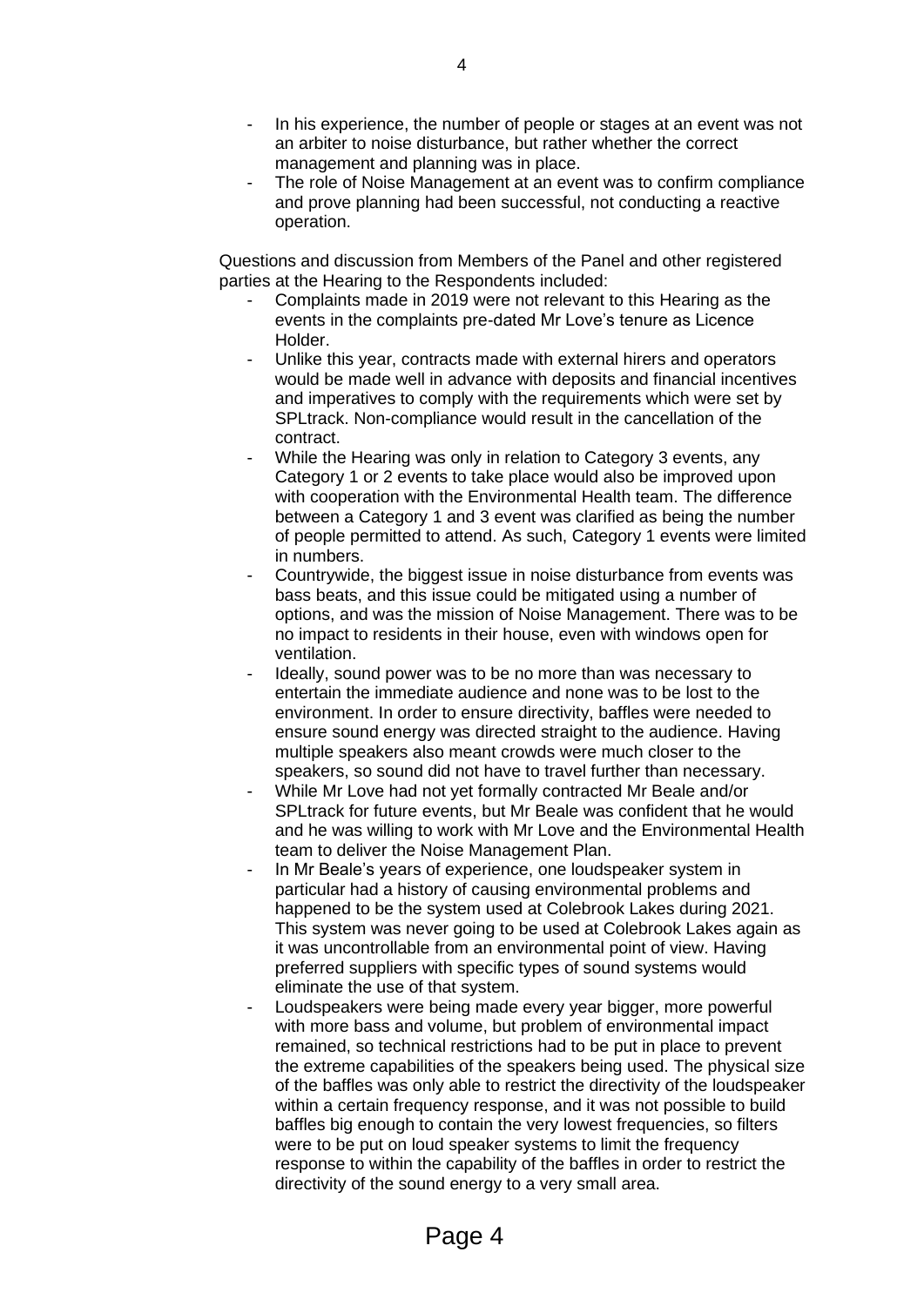- In his experience, the number of people or stages at an event was not an arbiter to noise disturbance, but rather whether the correct management and planning was in place.
- The role of Noise Management at an event was to confirm compliance and prove planning had been successful, not conducting a reactive operation.

Questions and discussion from Members of the Panel and other registered parties at the Hearing to the Respondents included:

- Complaints made in 2019 were not relevant to this Hearing as the events in the complaints pre-dated Mr Love's tenure as Licence Holder.
- Unlike this year, contracts made with external hirers and operators would be made well in advance with deposits and financial incentives and imperatives to comply with the requirements which were set by SPLtrack. Non-compliance would result in the cancellation of the contract.
- While the Hearing was only in relation to Category 3 events, any Category 1 or 2 events to take place would also be improved upon with cooperation with the Environmental Health team. The difference between a Category 1 and 3 event was clarified as being the number of people permitted to attend. As such, Category 1 events were limited in numbers.
- Countrywide, the biggest issue in noise disturbance from events was bass beats, and this issue could be mitigated using a number of options, and was the mission of Noise Management. There was to be no impact to residents in their house, even with windows open for ventilation.
- Ideally, sound power was to be no more than was necessary to entertain the immediate audience and none was to be lost to the environment. In order to ensure directivity, baffles were needed to ensure sound energy was directed straight to the audience. Having multiple speakers also meant crowds were much closer to the speakers, so sound did not have to travel further than necessary.
- While Mr Love had not yet formally contracted Mr Beale and/or SPLtrack for future events, but Mr Beale was confident that he would and he was willing to work with Mr Love and the Environmental Health team to deliver the Noise Management Plan.
- In Mr Beale's years of experience, one loudspeaker system in particular had a history of causing environmental problems and happened to be the system used at Colebrook Lakes during 2021. This system was never going to be used at Colebrook Lakes again as it was uncontrollable from an environmental point of view. Having preferred suppliers with specific types of sound systems would eliminate the use of that system.
- Loudspeakers were being made every year bigger, more powerful with more bass and volume, but problem of environmental impact remained, so technical restrictions had to be put in place to prevent the extreme capabilities of the speakers being used. The physical size of the baffles was only able to restrict the directivity of the loudspeaker within a certain frequency response, and it was not possible to build baffles big enough to contain the very lowest frequencies, so filters were to be put on loud speaker systems to limit the frequency response to within the capability of the baffles in order to restrict the directivity of the sound energy to a very small area.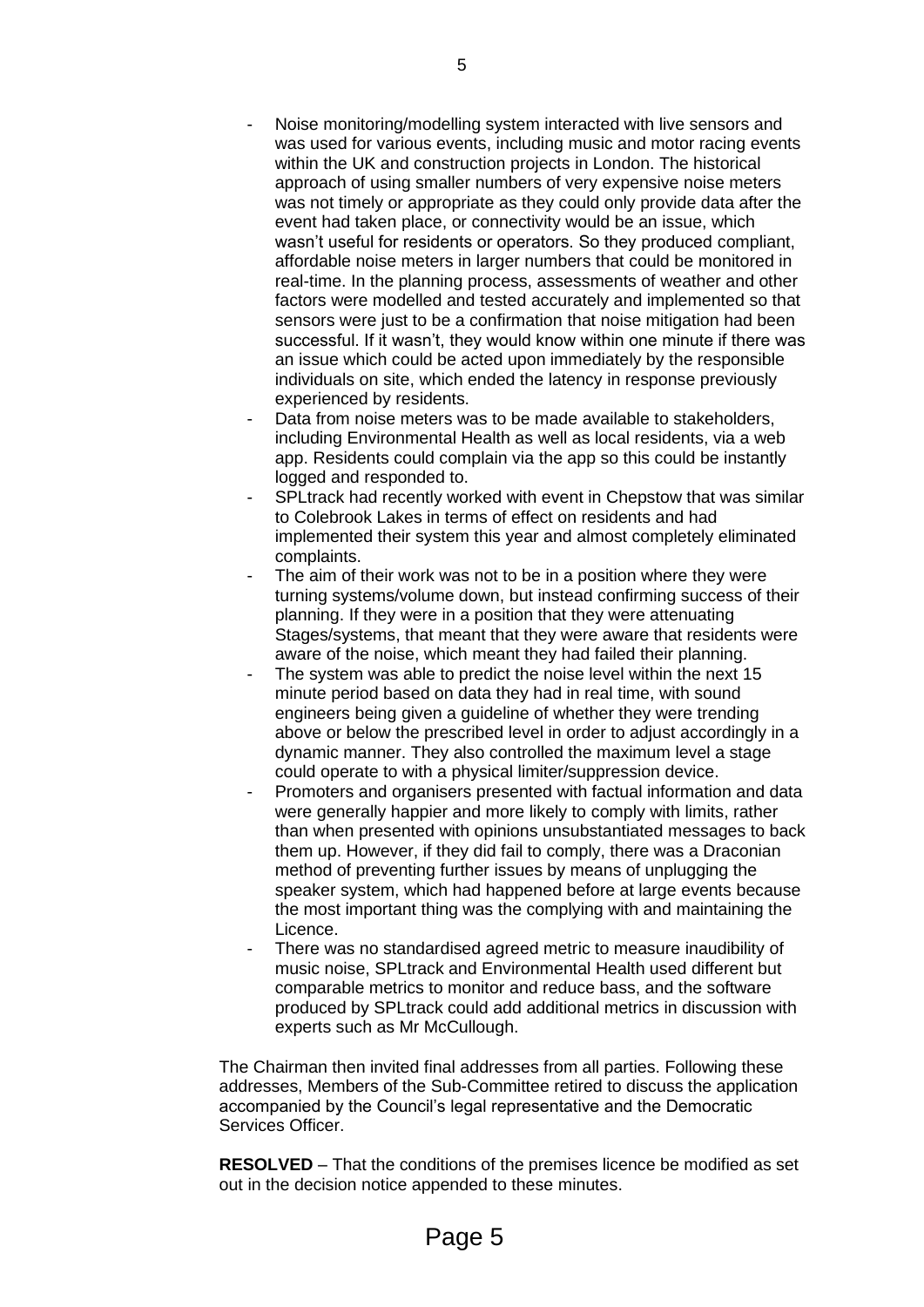- Noise monitoring/modelling system interacted with live sensors and was used for various events, including music and motor racing events within the UK and construction projects in London. The historical approach of using smaller numbers of very expensive noise meters was not timely or appropriate as they could only provide data after the event had taken place, or connectivity would be an issue, which wasn't useful for residents or operators. So they produced compliant, affordable noise meters in larger numbers that could be monitored in real-time. In the planning process, assessments of weather and other factors were modelled and tested accurately and implemented so that sensors were just to be a confirmation that noise mitigation had been successful. If it wasn't, they would know within one minute if there was an issue which could be acted upon immediately by the responsible individuals on site, which ended the latency in response previously experienced by residents.
- Data from noise meters was to be made available to stakeholders, including Environmental Health as well as local residents, via a web app. Residents could complain via the app so this could be instantly logged and responded to.
- SPLtrack had recently worked with event in Chepstow that was similar to Colebrook Lakes in terms of effect on residents and had implemented their system this year and almost completely eliminated complaints.
- The aim of their work was not to be in a position where they were turning systems/volume down, but instead confirming success of their planning. If they were in a position that they were attenuating Stages/systems, that meant that they were aware that residents were aware of the noise, which meant they had failed their planning.
- The system was able to predict the noise level within the next 15 minute period based on data they had in real time, with sound engineers being given a guideline of whether they were trending above or below the prescribed level in order to adjust accordingly in a dynamic manner. They also controlled the maximum level a stage could operate to with a physical limiter/suppression device.
- Promoters and organisers presented with factual information and data were generally happier and more likely to comply with limits, rather than when presented with opinions unsubstantiated messages to back them up. However, if they did fail to comply, there was a Draconian method of preventing further issues by means of unplugging the speaker system, which had happened before at large events because the most important thing was the complying with and maintaining the Licence.
- There was no standardised agreed metric to measure inaudibility of music noise, SPLtrack and Environmental Health used different but comparable metrics to monitor and reduce bass, and the software produced by SPLtrack could add additional metrics in discussion with experts such as Mr McCullough.

The Chairman then invited final addresses from all parties. Following these addresses, Members of the Sub-Committee retired to discuss the application accompanied by the Council's legal representative and the Democratic Services Officer.

**RESOLVED** – That the conditions of the premises licence be modified as set out in the decision notice appended to these minutes.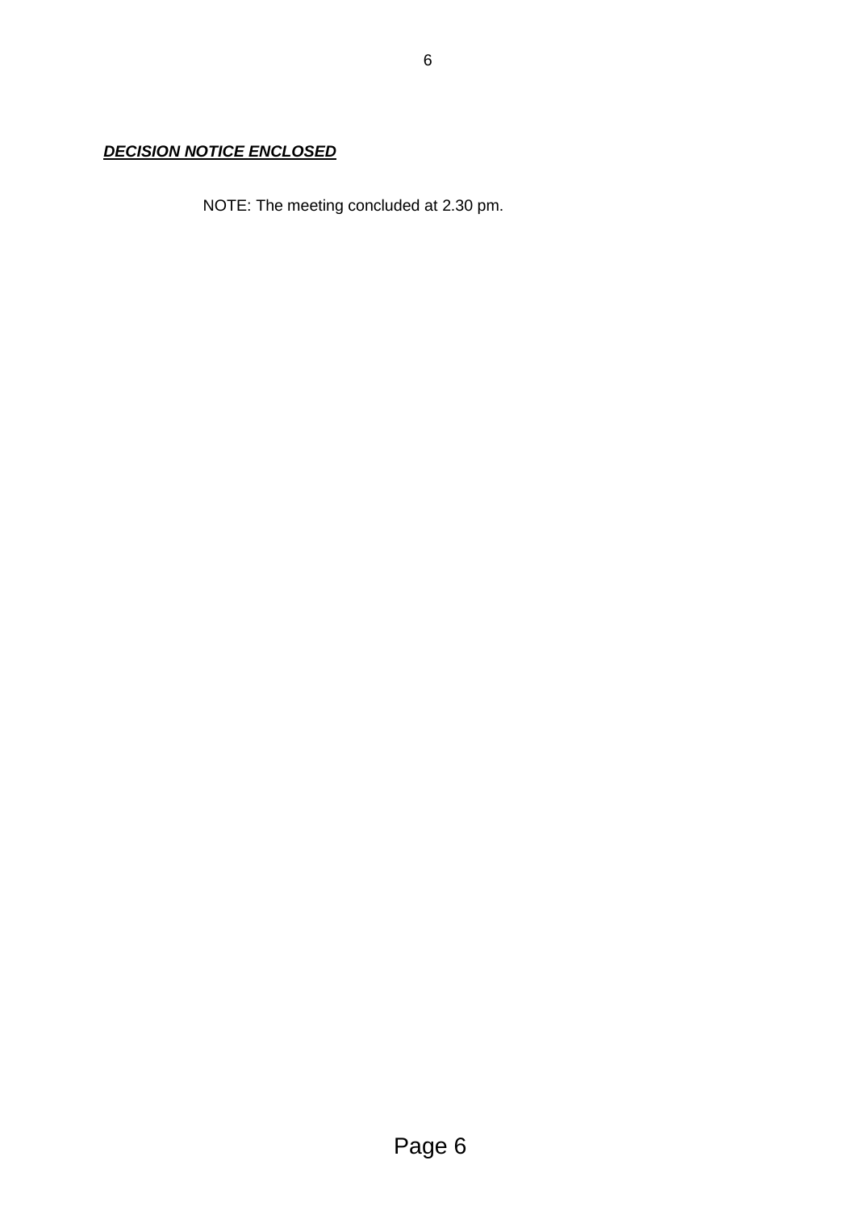***DECISION NOTICE ENCLOSED***

NOTE: The meeting concluded at 2.30 pm.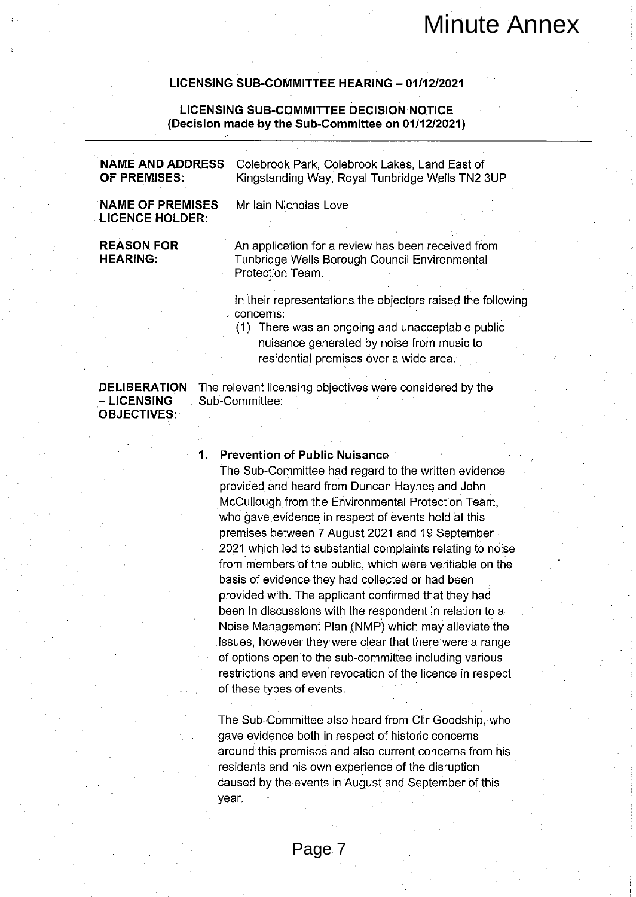# Minute Annex

**LICENSING SUB-COMMITTEE HEARING – 01/12/2021**

**LICENSING SUB-COMMITTEE DECISION NOTICE**
**(Decision made by the Sub-Committee on 01/12/2021)**

---

| | |
|---|---|
| **NAME AND ADDRESS OF PREMISES:** | Colebrook Park, Colebrook Lakes, Land East of Kingstanding Way, Royal Tunbridge Wells TN2 3UP |
| **NAME OF PREMISES LICENCE HOLDER:** | Mr Iain Nicholas Love |
| **REASON FOR HEARING:** | An application for a review has been received from Tunbridge Wells Borough Council Environmental Protection Team.<br><br>In their representations the objectors raised the following concerns:<br>(1) There was an ongoing and unacceptable public nuisance generated by noise from music to residential premises over a wide area. |
| **DELIBERATION – LICENSING OBJECTIVES:** | The relevant licensing objectives were considered by the Sub-Committee: |

1. **Prevention of Public Nuisance**
   The Sub-Committee had regard to the written evidence provided and heard from Duncan Haynes and John McCullough from the Environmental Protection Team, who gave evidence in respect of events held at this premises between 7 August 2021 and 19 September 2021 which led to substantial complaints relating to noise from members of the public, which were verifiable on the basis of evidence they had collected or had been provided with. The applicant confirmed that they had been in discussions with the respondent in relation to a Noise Management Plan (NMP) which may alleviate the issues, however they were clear that there were a range of options open to the sub-committee including various restrictions and even revocation of the licence in respect of these types of events.

   The Sub-Committee also heard from Cllr Goodship, who gave evidence both in respect of historic concerns around this premises and also current concerns from his residents and his own experience of the disruption caused by the events in August and September of this year.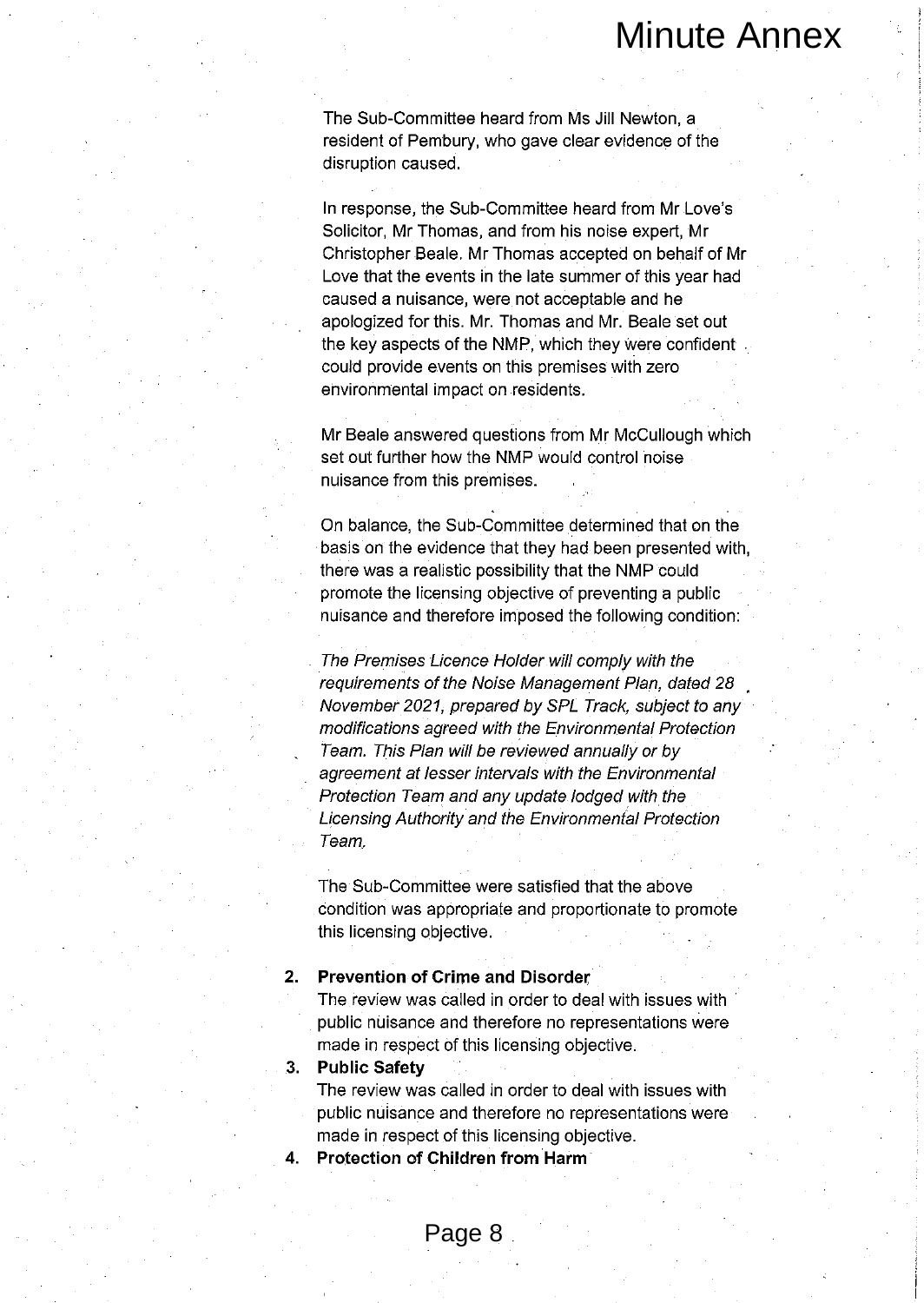The Sub-Committee heard from Ms Jill Newton, a resident of Pembury, who gave clear evidence of the disruption caused.

In response, the Sub-Committee heard from Mr Love's Solicitor, Mr Thomas, and from his noise expert, Mr Christopher Beale. Mr Thomas accepted on behalf of Mr Love that the events in the late summer of this year had caused a nuisance, were not acceptable and he apologized for this. Mr. Thomas and Mr. Beale set out the key aspects of the NMP, which they were confident could provide events on this premises with zero environmental impact on residents.

Mr Beale answered questions from Mr McCullough which set out further how the NMP would control noise nuisance from this premises.

On balance, the Sub-Committee determined that on the basis on the evidence that they had been presented with, there was a realistic possibility that the NMP could promote the licensing objective of preventing a public nuisance and therefore imposed the following condition:

*The Premises Licence Holder will comply with the requirements of the Noise Management Plan, dated 28 November 2021, prepared by SPL Track, subject to any modifications agreed with the Environmental Protection Team. This Plan will be reviewed annually or by agreement at lesser intervals with the Environmental Protection Team and any update lodged with the Licensing Authority and the Environmental Protection Team.*

The Sub-Committee were satisfied that the above condition was appropriate and proportionate to promote this licensing objective.

2. **Prevention of Crime and Disorder**
   The review was called in order to deal with issues with public nuisance and therefore no representations were made in respect of this licensing objective.
3. **Public Safety**
   The review was called in order to deal with issues with public nuisance and therefore no representations were made in respect of this licensing objective.
4. **Protection of Children from Harm**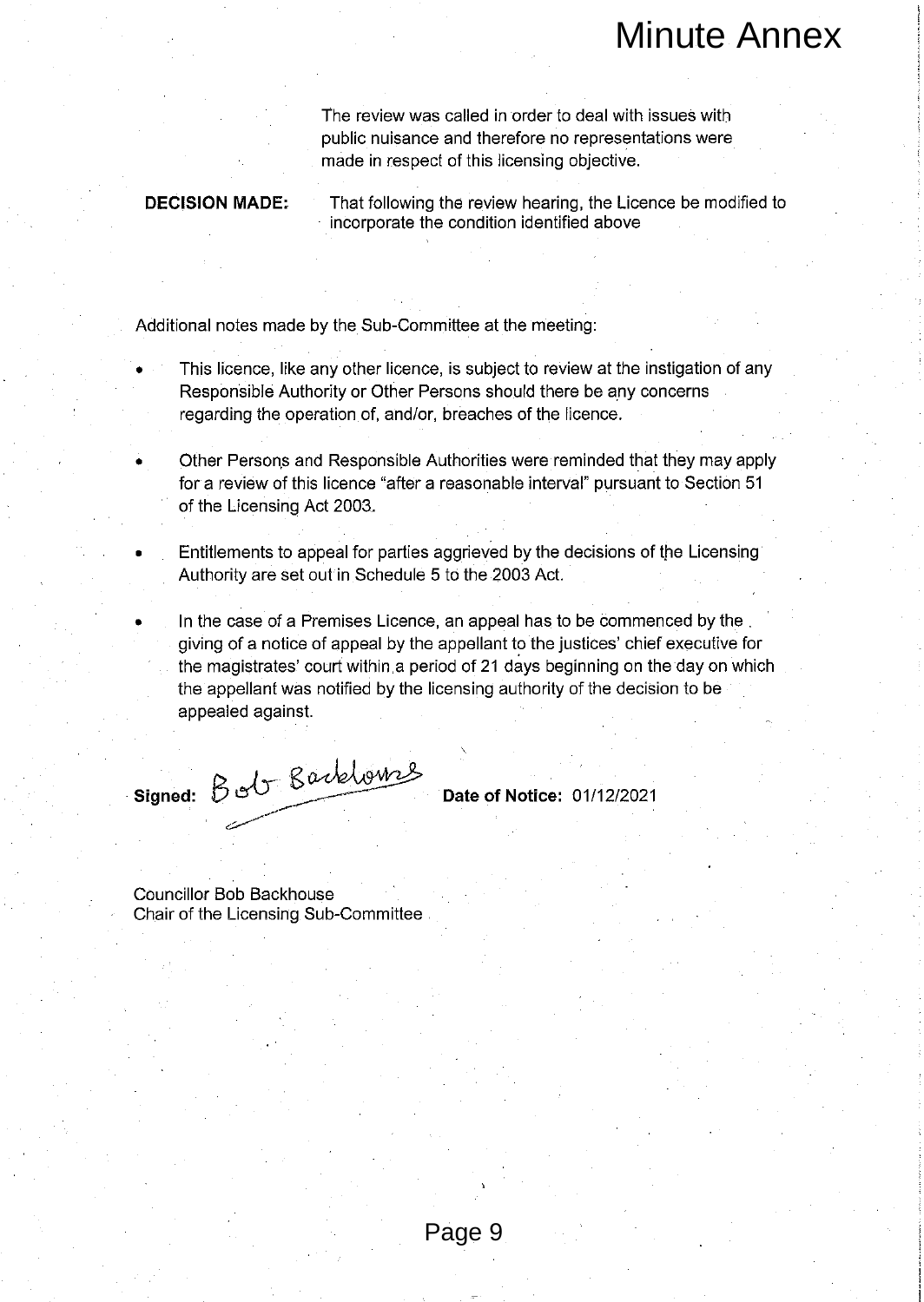The review was called in order to deal with issues with public nuisance and therefore no representations were made in respect of this licensing objective.

**DECISION MADE:** That following the review hearing, the Licence be modified to incorporate the condition identified above

Additional notes made by the Sub-Committee at the meeting:

- This licence, like any other licence, is subject to review at the instigation of any Responsible Authority or Other Persons should there be any concerns regarding the operation of, and/or, breaches of the licence.
- Other Persons and Responsible Authorities were reminded that they may apply for a review of this licence "after a reasonable interval" pursuant to Section 51 of the Licensing Act 2003.
- Entitlements to appeal for parties aggrieved by the decisions of the Licensing Authority are set out in Schedule 5 to the 2003 Act.
- In the case of a Premises Licence, an appeal has to be commenced by the giving of a notice of appeal by the appellant to the justices' chief executive for the magistrates' court within a period of 21 days beginning on the day on which the appellant was notified by the licensing authority of the decision to be appealed against.

**Signed:** Bob Backhouse **Date of Notice:** 01/12/2021

Councillor Bob Backhouse
Chair of the Licensing Sub-Committee